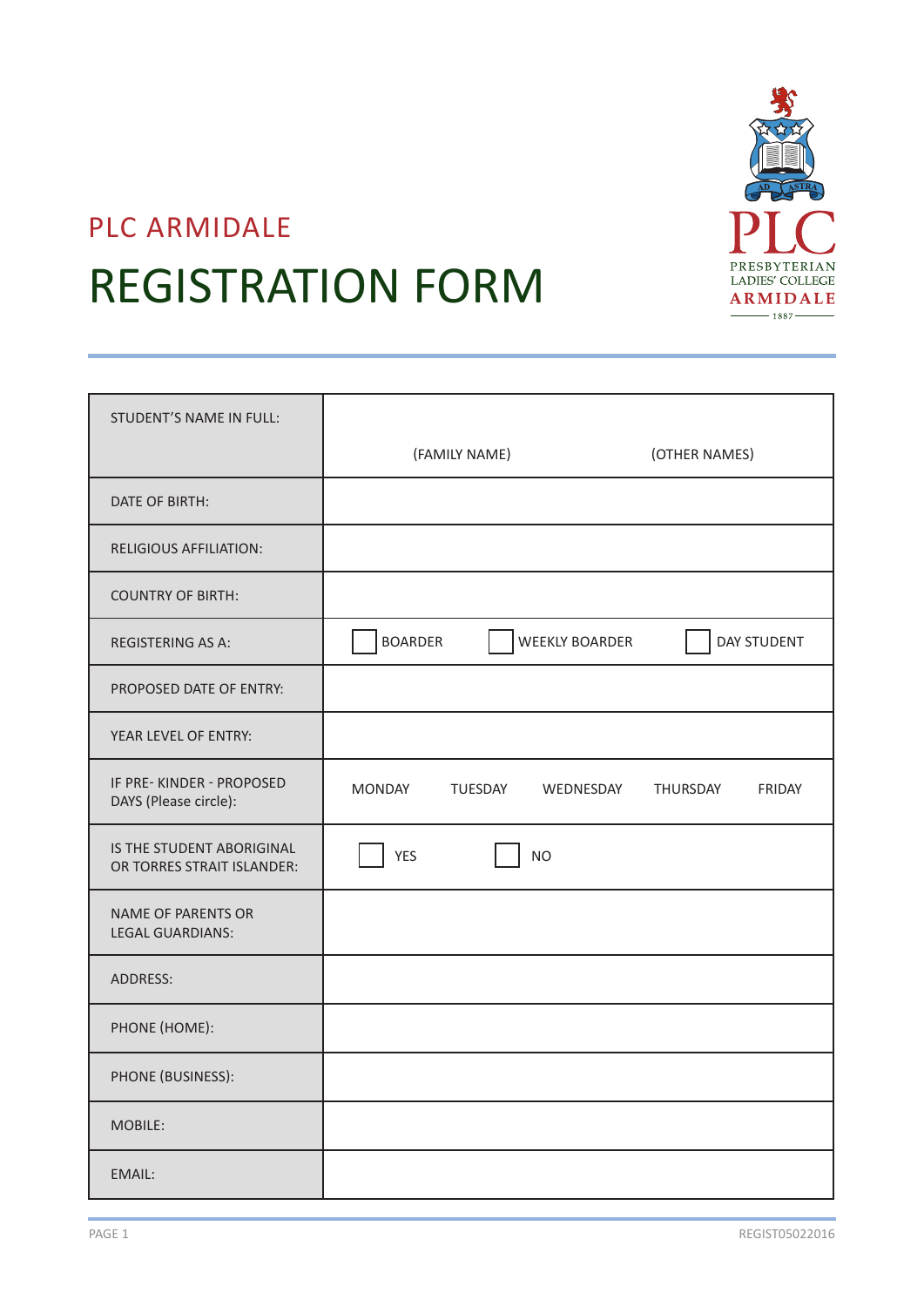PLC ARMIDALE

# REGISTRATION FORM

PLC
PRESBYTERIAN LADIES' COLLEGE
ARMIDALE
1887

| STUDENT'S NAME IN FULL: | (FAMILY NAME) (OTHER NAMES) |
|---|---|
| DATE OF BIRTH: | |
| RELIGIOUS AFFILIATION: | |
| COUNTRY OF BIRTH: | |
| REGISTERING AS A: | ☐ BOARDER ☐ WEEKLY BOARDER ☐ DAY STUDENT |
| PROPOSED DATE OF ENTRY: | |
| YEAR LEVEL OF ENTRY: | |
| IF PRE- KINDER - PROPOSED DAYS (Please circle): | MONDAY TUESDAY WEDNESDAY THURSDAY FRIDAY |
| IS THE STUDENT ABORIGINAL OR TORRES STRAIT ISLANDER: | ☐ YES ☐ NO |
| NAME OF PARENTS OR LEGAL GUARDIANS: | |
| ADDRESS: | |
| PHONE (HOME): | |
| PHONE (BUSINESS): | |
| MOBILE: | |
| EMAIL: | |

REGIST05022016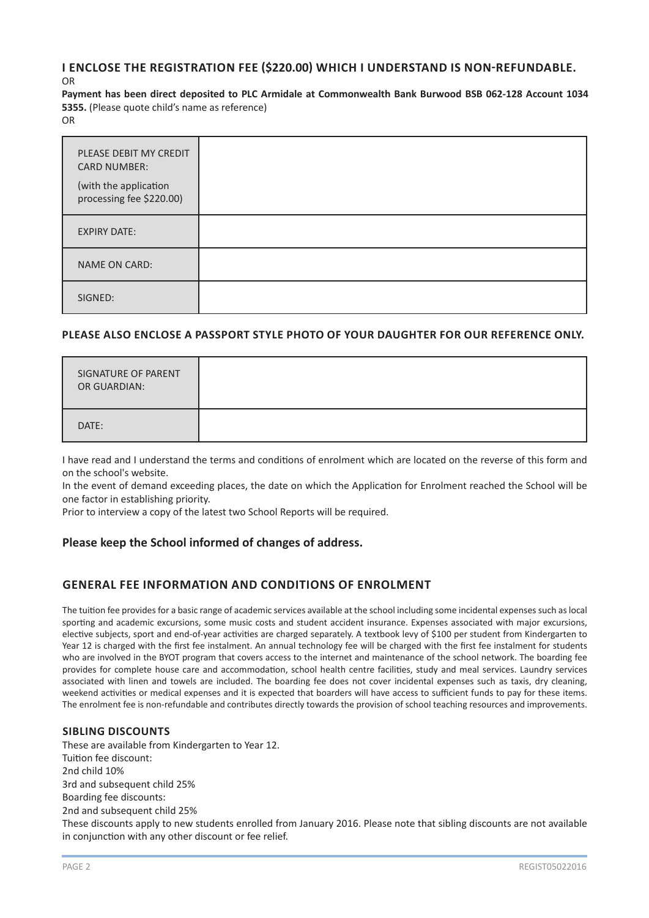**I ENCLOSE THE REGISTRATION FEE ($220.00) WHICH I UNDERSTAND IS NON-REFUNDABLE.**

OR

**Payment has been direct deposited to PLC Armidale at Commonwealth Bank Burwood BSB 062-128 Account 1034 5355.** (Please quote child's name as reference)

OR

| PLEASE DEBIT MY CREDIT CARD NUMBER:<br>(with the application processing fee $220.00) | |
|---|---|
| EXPIRY DATE: | |
| NAME ON CARD: | |
| SIGNED: | |

**PLEASE ALSO ENCLOSE A PASSPORT STYLE PHOTO OF YOUR DAUGHTER FOR OUR REFERENCE ONLY.**

| SIGNATURE OF PARENT OR GUARDIAN: | |
|---|---|
| DATE: | |

I have read and I understand the terms and conditions of enrolment which are located on the reverse of this form and on the school's website.

In the event of demand exceeding places, the date on which the Application for Enrolment reached the School will be one factor in establishing priority.

Prior to interview a copy of the latest two School Reports will be required.

**Please keep the School informed of changes of address.**

## GENERAL FEE INFORMATION AND CONDITIONS OF ENROLMENT

The tuition fee provides for a basic range of academic services available at the school including some incidental expenses such as local sporting and academic excursions, some music costs and student accident insurance. Expenses associated with major excursions, elective subjects, sport and end-of-year activities are charged separately. A textbook levy of $100 per student from Kindergarten to Year 12 is charged with the first fee instalment. An annual technology fee will be charged with the first fee instalment for students who are involved in the BYOT program that covers access to the internet and maintenance of the school network. The boarding fee provides for complete house care and accommodation, school health centre facilities, study and meal services. Laundry services associated with linen and towels are included. The boarding fee does not cover incidental expenses such as taxis, dry cleaning, weekend activities or medical expenses and it is expected that boarders will have access to sufficient funds to pay for these items. The enrolment fee is non-refundable and contributes directly towards the provision of school teaching resources and improvements.

### SIBLING DISCOUNTS

These are available from Kindergarten to Year 12.
Tuition fee discount:
2nd child 10%
3rd and subsequent child 25%
Boarding fee discounts:
2nd and subsequent child 25%
These discounts apply to new students enrolled from January 2016. Please note that sibling discounts are not available in conjunction with any other discount or fee relief.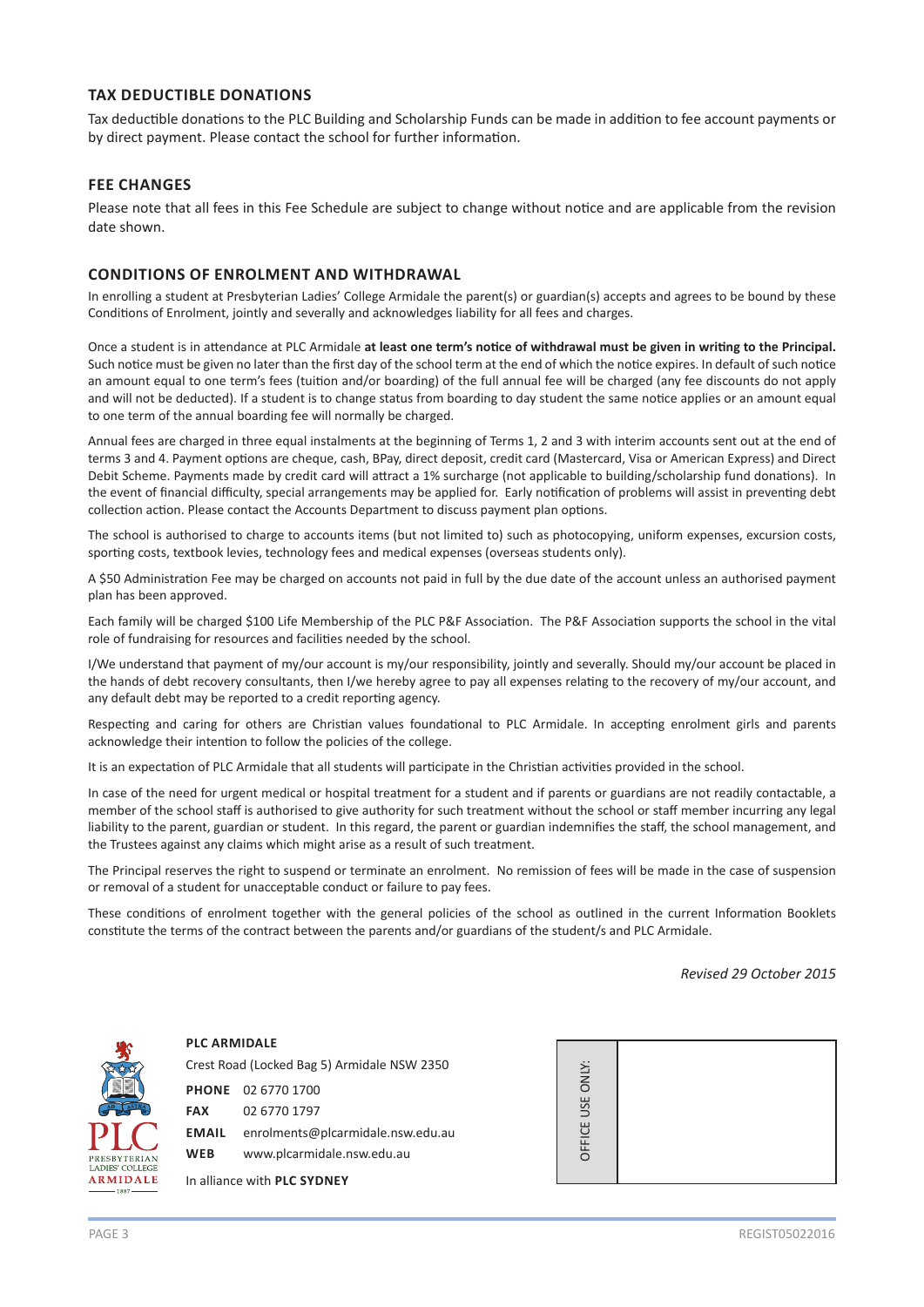## TAX DEDUCTIBLE DONATIONS

Tax deductible donations to the PLC Building and Scholarship Funds can be made in addition to fee account payments or by direct payment. Please contact the school for further information.

## FEE CHANGES

Please note that all fees in this Fee Schedule are subject to change without notice and are applicable from the revision date shown.

## CONDITIONS OF ENROLMENT AND WITHDRAWAL

In enrolling a student at Presbyterian Ladies' College Armidale the parent(s) or guardian(s) accepts and agrees to be bound by these Conditions of Enrolment, jointly and severally and acknowledges liability for all fees and charges.

Once a student is in attendance at PLC Armidale **at least one term's notice of withdrawal must be given in writing to the Principal.** Such notice must be given no later than the first day of the school term at the end of which the notice expires. In default of such notice an amount equal to one term's fees (tuition and/or boarding) of the full annual fee will be charged (any fee discounts do not apply and will not be deducted). If a student is to change status from boarding to day student the same notice applies or an amount equal to one term of the annual boarding fee will normally be charged.

Annual fees are charged in three equal instalments at the beginning of Terms 1, 2 and 3 with interim accounts sent out at the end of terms 3 and 4. Payment options are cheque, cash, BPay, direct deposit, credit card (Mastercard, Visa or American Express) and Direct Debit Scheme. Payments made by credit card will attract a 1% surcharge (not applicable to building/scholarship fund donations). In the event of financial difficulty, special arrangements may be applied for. Early notification of problems will assist in preventing debt collection action. Please contact the Accounts Department to discuss payment plan options.

The school is authorised to charge to accounts items (but not limited to) such as photocopying, uniform expenses, excursion costs, sporting costs, textbook levies, technology fees and medical expenses (overseas students only).

A $50 Administration Fee may be charged on accounts not paid in full by the due date of the account unless an authorised payment plan has been approved.

Each family will be charged $100 Life Membership of the PLC P&F Association. The P&F Association supports the school in the vital role of fundraising for resources and facilities needed by the school.

I/We understand that payment of my/our account is my/our responsibility, jointly and severally. Should my/our account be placed in the hands of debt recovery consultants, then I/we hereby agree to pay all expenses relating to the recovery of my/our account, and any default debt may be reported to a credit reporting agency.

Respecting and caring for others are Christian values foundational to PLC Armidale. In accepting enrolment girls and parents acknowledge their intention to follow the policies of the college.

It is an expectation of PLC Armidale that all students will participate in the Christian activities provided in the school.

In case of the need for urgent medical or hospital treatment for a student and if parents or guardians are not readily contactable, a member of the school staff is authorised to give authority for such treatment without the school or staff member incurring any legal liability to the parent, guardian or student. In this regard, the parent or guardian indemnifies the staff, the school management, and the Trustees against any claims which might arise as a result of such treatment.

The Principal reserves the right to suspend or terminate an enrolment. No remission of fees will be made in the case of suspension or removal of a student for unacceptable conduct or failure to pay fees.

These conditions of enrolment together with the general policies of the school as outlined in the current Information Booklets constitute the terms of the contract between the parents and/or guardians of the student/s and PLC Armidale.

*Revised 29 October 2015*

PRESBYTERIAN LADIES' COLLEGE ARMIDALE 1887

**PLC ARMIDALE**

Crest Road (Locked Bag 5) Armidale NSW 2350

**PHONE** 02 6770 1700

**FAX** 02 6770 1797

**EMAIL** enrolments@plcarmidale.nsw.edu.au

**WEB** www.plcarmidale.nsw.edu.au

In alliance with **PLC SYDNEY**

OFFICE USE ONLY:

REGIST05022016